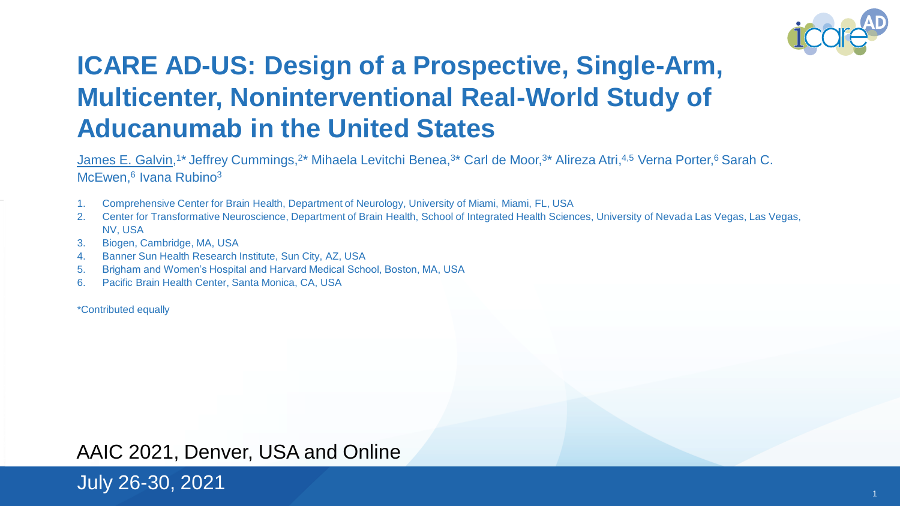# ICARE AD-US: Design of a Prospective, Single-Arm, Multicenter, Noninterventional Real-World Study of Aducanumab in the United States

James E. Galvin,[1*] Jeffrey Cummings,[2*] Mihaela Levitchi Benea,[3*] Carl de Moor,[3*] Alireza Atri,[4,5] Verna Porter,[6] Sarah C. McEwen,[6] Ivana Rubino[3]

1. Comprehensive Center for Brain Health, Department of Neurology, University of Miami, Miami, FL, USA
2. Center for Transformative Neuroscience, Department of Brain Health, School of Integrated Health Sciences, University of Nevada Las Vegas, Las Vegas, NV, USA
3. Biogen, Cambridge, MA, USA
4. Banner Sun Health Research Institute, Sun City, AZ, USA
5. Brigham and Women's Hospital and Harvard Medical School, Boston, MA, USA
6. Pacific Brain Health Center, Santa Monica, CA, USA

*Contributed equally

AAIC 2021, Denver, USA and Online

July 26-30, 2021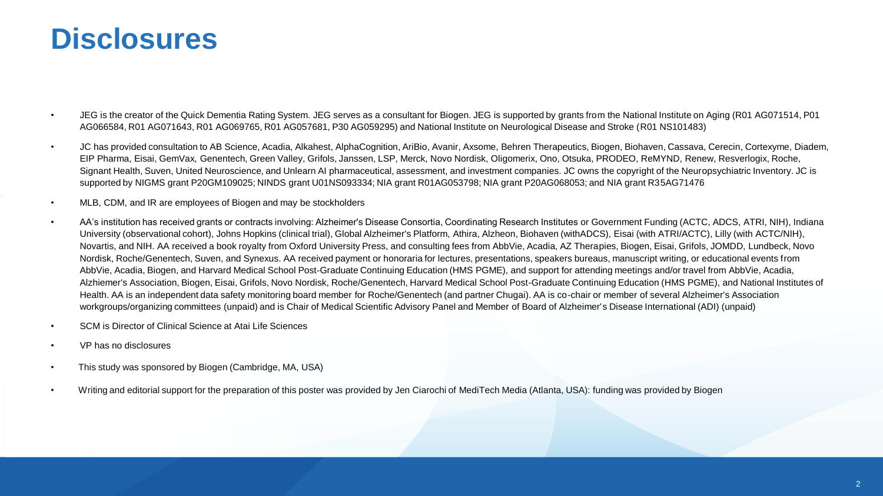# Disclosures

- JEG is the creator of the Quick Dementia Rating System. JEG serves as a consultant for Biogen. JEG is supported by grants from the National Institute on Aging (R01 AG071514, P01 AG066584, R01 AG071643, R01 AG069765, R01 AG057681, P30 AG059295) and National Institute on Neurological Disease and Stroke (R01 NS101483)
- JC has provided consultation to AB Science, Acadia, Alkahest, AlphaCognition, AriBio, Avanir, Axsome, Behren Therapeutics, Biogen, Biohaven, Cassava, Cerecin, Cortexyme, Diadem, EIP Pharma, Eisai, GemVax, Genentech, Green Valley, Grifols, Janssen, LSP, Merck, Novo Nordisk, Oligomerix, Ono, Otsuka, PRODEO, ReMYND, Renew, Resverlogix, Roche, Signant Health, Suven, United Neuroscience, and Unlearn AI pharmaceutical, assessment, and investment companies. JC owns the copyright of the Neuropsychiatric Inventory. JC is supported by NIGMS grant P20GM109025; NINDS grant U01NS093334; NIA grant R01AG053798; NIA grant P20AG068053; and NIA grant R35AG71476
- MLB, CDM, and IR are employees of Biogen and may be stockholders
- AA's institution has received grants or contracts involving: Alzheimer's Disease Consortia, Coordinating Research Institutes or Government Funding (ACTC, ADCS, ATRI, NIH), Indiana University (observational cohort), Johns Hopkins (clinical trial), Global Alzheimer's Platform, Athira, Alzheon, Biohaven (withADCS), Eisai (with ATRI/ACTC), Lilly (with ACTC/NIH), Novartis, and NIH. AA received a book royalty from Oxford University Press, and consulting fees from AbbVie, Acadia, AZ Therapies, Biogen, Eisai, Grifols, JOMDD, Lundbeck, Novo Nordisk, Roche/Genentech, Suven, and Synexus. AA received payment or honoraria for lectures, presentations, speakers bureaus, manuscript writing, or educational events from AbbVie, Acadia, Biogen, and Harvard Medical School Post-Graduate Continuing Education (HMS PGME), and support for attending meetings and/or travel from AbbVie, Acadia, Alzhiemer's Association, Biogen, Eisai, Grifols, Novo Nordisk, Roche/Genentech, Harvard Medical School Post-Graduate Continuing Education (HMS PGME), and National Institutes of Health. AA is an independent data safety monitoring board member for Roche/Genentech (and partner Chugai). AA is co-chair or member of several Alzheimer's Association workgroups/organizing committees (unpaid) and is Chair of Medical Scientific Advisory Panel and Member of Board of Alzheimer's Disease International (ADI) (unpaid)
- SCM is Director of Clinical Science at Atai Life Sciences
- VP has no disclosures
- This study was sponsored by Biogen (Cambridge, MA, USA)
- Writing and editorial support for the preparation of this poster was provided by Jen Ciarochi of MediTech Media (Atlanta, USA): funding was provided by Biogen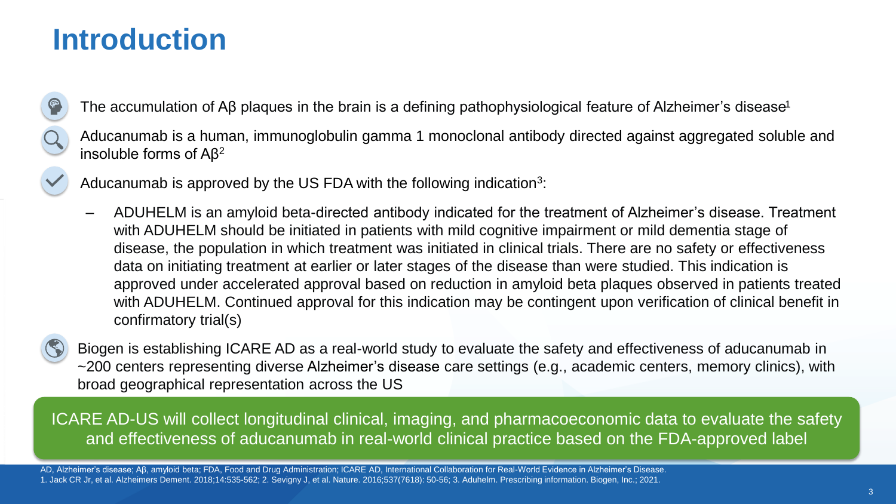# Introduction

- The accumulation of Aβ plaques in the brain is a defining pathophysiological feature of Alzheimer's disease[1]
- Aducanumab is a human, immunoglobulin gamma 1 monoclonal antibody directed against aggregated soluble and insoluble forms of Aβ[2]
- Aducanumab is approved by the US FDA with the following indication[3]:
  - ADUHELM is an amyloid beta-directed antibody indicated for the treatment of Alzheimer's disease. Treatment with ADUHELM should be initiated in patients with mild cognitive impairment or mild dementia stage of disease, the population in which treatment was initiated in clinical trials. There are no safety or effectiveness data on initiating treatment at earlier or later stages of the disease than were studied. This indication is approved under accelerated approval based on reduction in amyloid beta plaques observed in patients treated with ADUHELM. Continued approval for this indication may be contingent upon verification of clinical benefit in confirmatory trial(s)
- Biogen is establishing ICARE AD as a real-world study to evaluate the safety and effectiveness of aducanumab in ~200 centers representing diverse Alzheimer's disease care settings (e.g., academic centers, memory clinics), with broad geographical representation across the US

ICARE AD-US will collect longitudinal clinical, imaging, and pharmacoeconomic data to evaluate the safety and effectiveness of aducanumab in real-world clinical practice based on the FDA-approved label

AD, Alzheimer's disease; Aβ, amyloid beta; FDA, Food and Drug Administration; ICARE AD, International Collaboration for Real-World Evidence in Alzheimer's Disease.
1. Jack CR Jr, et al. Alzheimers Dement. 2018;14:535-562; 2. Sevigny J, et al. Nature. 2016;537(7618): 50-56; 3. Aduhelm. Prescribing information. Biogen, Inc.; 2021.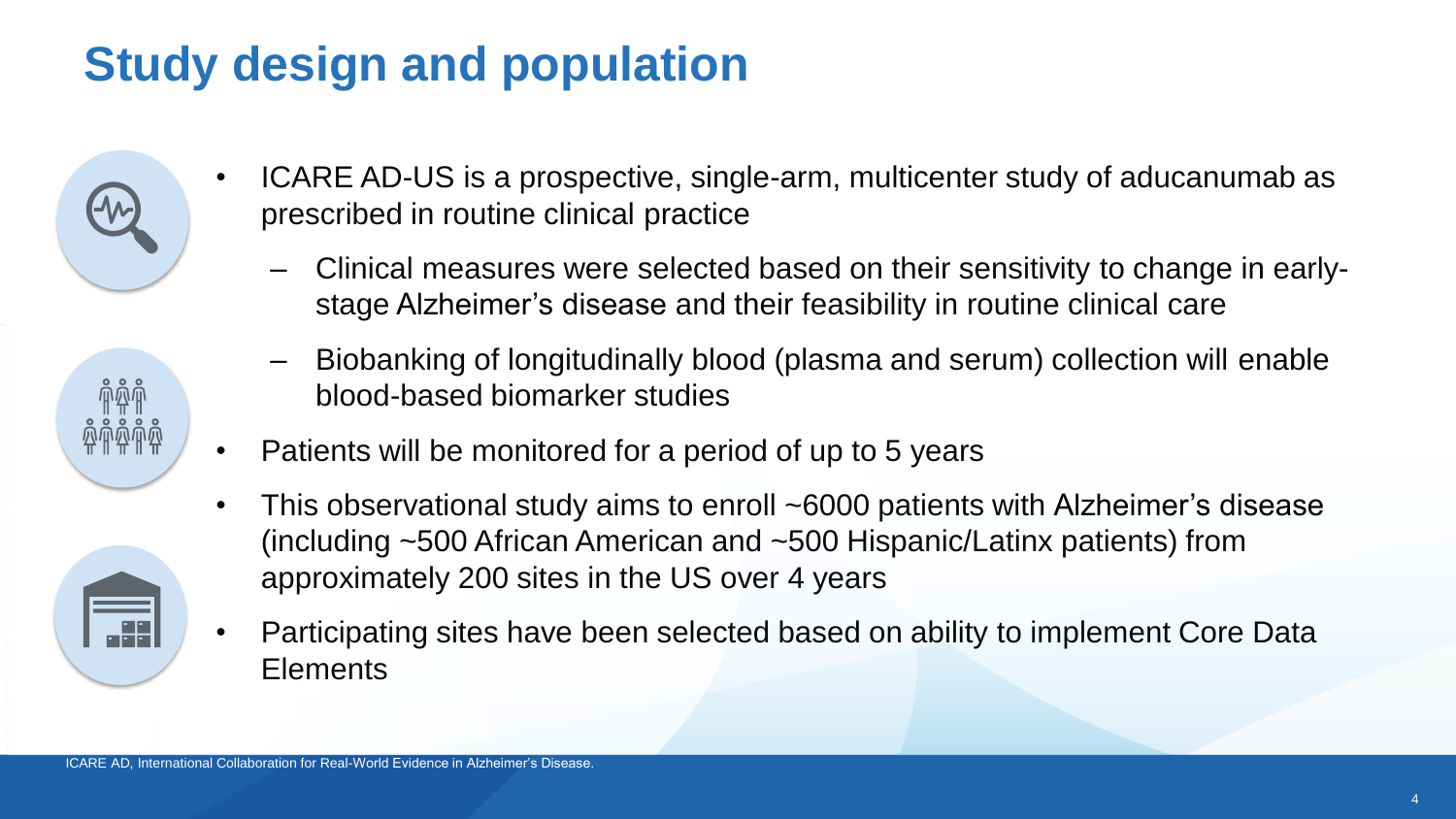# Study design and population

- ICARE AD-US is a prospective, single-arm, multicenter study of aducanumab as prescribed in routine clinical practice
  - Clinical measures were selected based on their sensitivity to change in early-stage Alzheimer's disease and their feasibility in routine clinical care
  - Biobanking of longitudinally blood (plasma and serum) collection will enable blood-based biomarker studies
- Patients will be monitored for a period of up to 5 years
- This observational study aims to enroll ~6000 patients with Alzheimer's disease (including ~500 African American and ~500 Hispanic/Latinx patients) from approximately 200 sites in the US over 4 years
- Participating sites have been selected based on ability to implement Core Data Elements

ICARE AD, International Collaboration for Real-World Evidence in Alzheimer's Disease.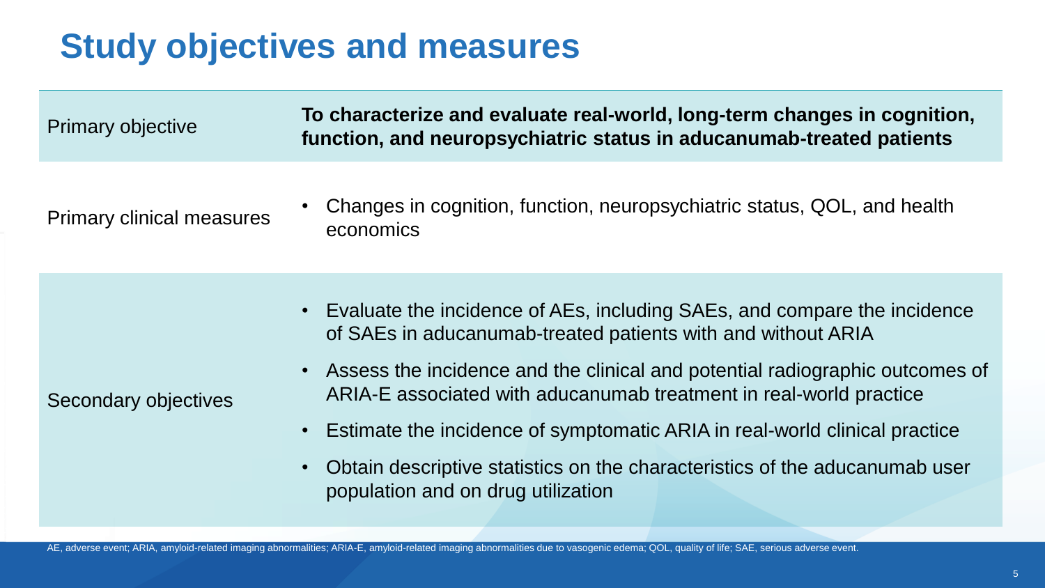# Study objectives and measures

| | |
|---|---|
| Primary objective | **To characterize and evaluate real-world, long-term changes in cognition, function, and neuropsychiatric status in aducanumab-treated patients** |
| Primary clinical measures | • Changes in cognition, function, neuropsychiatric status, QOL, and health economics |
| Secondary objectives | • Evaluate the incidence of AEs, including SAEs, and compare the incidence of SAEs in aducanumab-treated patients with and without ARIA<br>• Assess the incidence and the clinical and potential radiographic outcomes of ARIA-E associated with aducanumab treatment in real-world practice<br>• Estimate the incidence of symptomatic ARIA in real-world clinical practice<br>• Obtain descriptive statistics on the characteristics of the aducanumab user population and on drug utilization |

AE, adverse event; ARIA, amyloid-related imaging abnormalities; ARIA-E, amyloid-related imaging abnormalities due to vasogenic edema; QOL, quality of life; SAE, serious adverse event.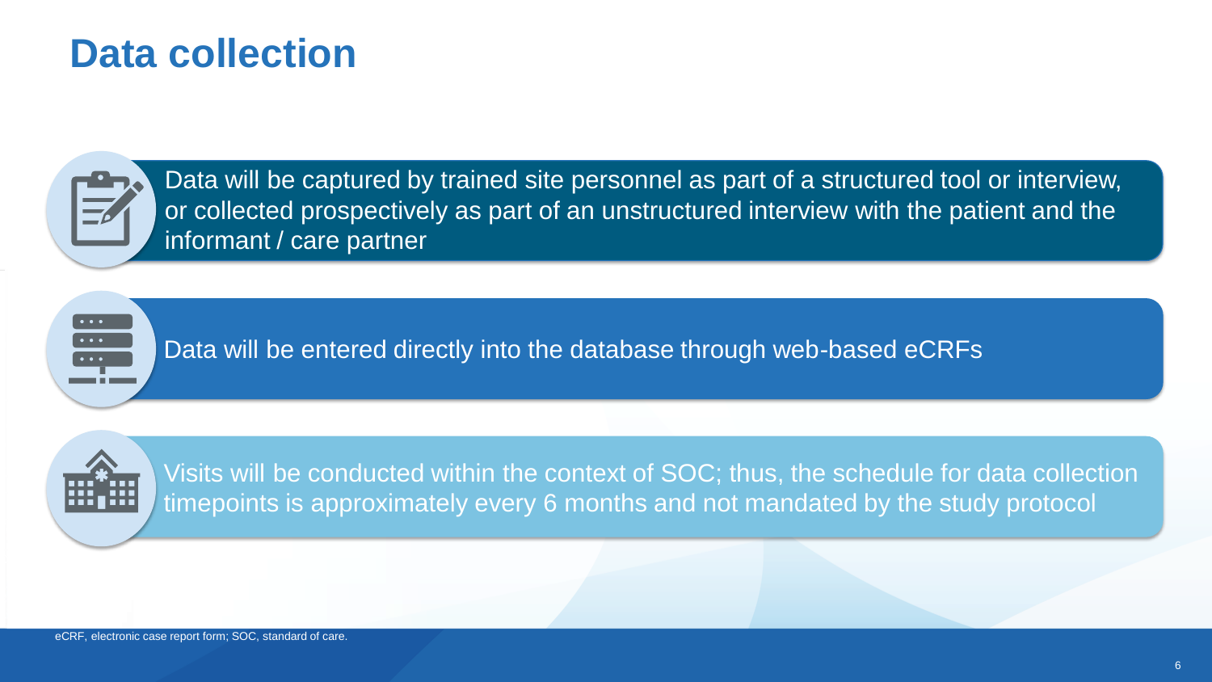# Data collection

- Data will be captured by trained site personnel as part of a structured tool or interview, or collected prospectively as part of an unstructured interview with the patient and the informant / care partner
- Data will be entered directly into the database through web-based eCRFs
- Visits will be conducted within the context of SOC; thus, the schedule for data collection timepoints is approximately every 6 months and not mandated by the study protocol

eCRF, electronic case report form; SOC, standard of care.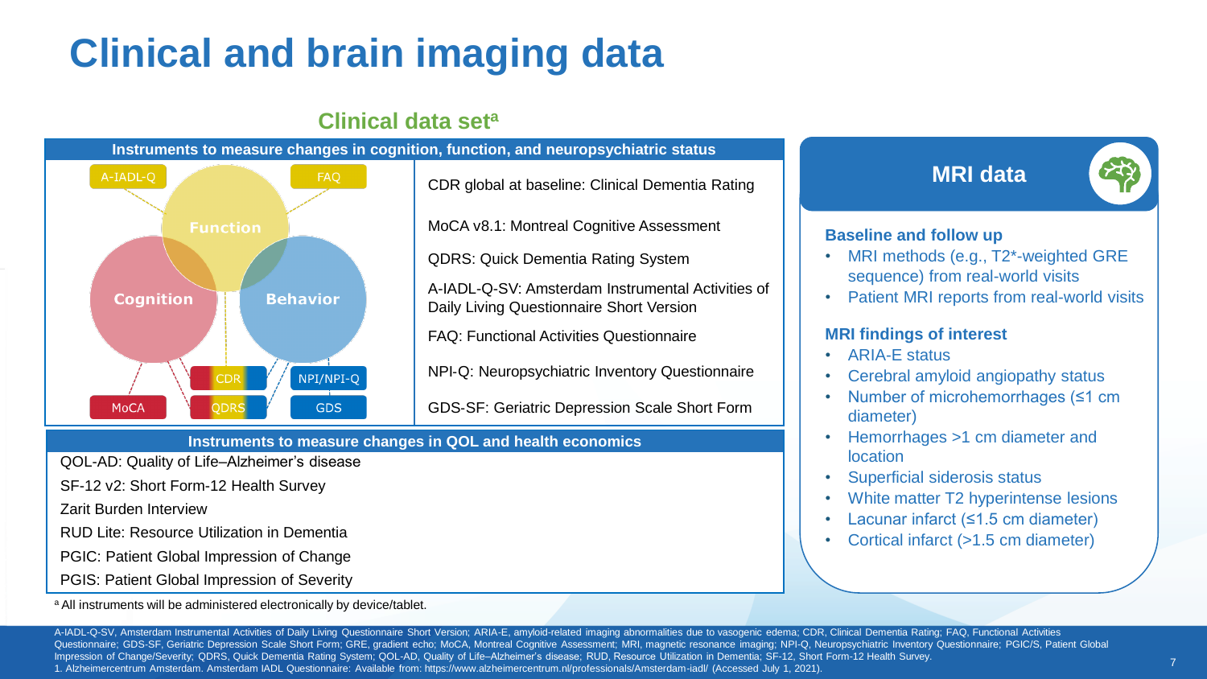# Clinical and brain imaging data

## Clinical data set[a]

### Instruments to measure changes in cognition, function, and neuropsychiatric status

Function: A-IADL-Q, FAQ

Cognition: MoCA, CDR, QDRS

Behavior: NPI/NPI-Q, GDS

- CDR global at baseline: Clinical Dementia Rating
- MoCA v8.1: Montreal Cognitive Assessment
- QDRS: Quick Dementia Rating System
- A-IADL-Q-SV: Amsterdam Instrumental Activities of Daily Living Questionnaire Short Version
- FAQ: Functional Activities Questionnaire
- NPI-Q: Neuropsychiatric Inventory Questionnaire
- GDS-SF: Geriatric Depression Scale Short Form

### Instruments to measure changes in QOL and health economics

- QOL-AD: Quality of Life–Alzheimer's disease
- SF-12 v2: Short Form-12 Health Survey
- Zarit Burden Interview
- RUD Lite: Resource Utilization in Dementia
- PGIC: Patient Global Impression of Change
- PGIS: Patient Global Impression of Severity

[a] All instruments will be administered electronically by device/tablet.

## MRI data

### Baseline and follow up

- MRI methods (e.g., T2*-weighted GRE sequence) from real-world visits
- Patient MRI reports from real-world visits

### MRI findings of interest

- ARIA-E status
- Cerebral amyloid angiopathy status
- Number of microhemorrhages (≤1 cm diameter)
- Hemorrhages >1 cm diameter and location
- Superficial siderosis status
- White matter T2 hyperintense lesions
- Lacunar infarct (≤1.5 cm diameter)
- Cortical infarct (>1.5 cm diameter)

A-IADL-Q-SV, Amsterdam Instrumental Activities of Daily Living Questionnaire Short Version; ARIA-E, amyloid-related imaging abnormalities due to vasogenic edema; CDR, Clinical Dementia Rating; FAQ, Functional Activities Questionnaire; GDS-SF, Geriatric Depression Scale Short Form; GRE, gradient echo; MoCA, Montreal Cognitive Assessment; MRI, magnetic resonance imaging; NPI-Q, Neuropsychiatric Inventory Questionnaire; PGIC/S, Patient Global Impression of Change/Severity; QDRS, Quick Dementia Rating System; QOL-AD, Quality of Life–Alzheimer's disease; RUD, Resource Utilization in Dementia; SF-12, Short Form-12 Health Survey.
1. Alzheimercentrum Amsterdam. Amsterdam IADL Questionnaire: Available from: https://www.alzheimercentrum.nl/professionals/Amsterdam-iadl/ (Accessed July 1, 2021).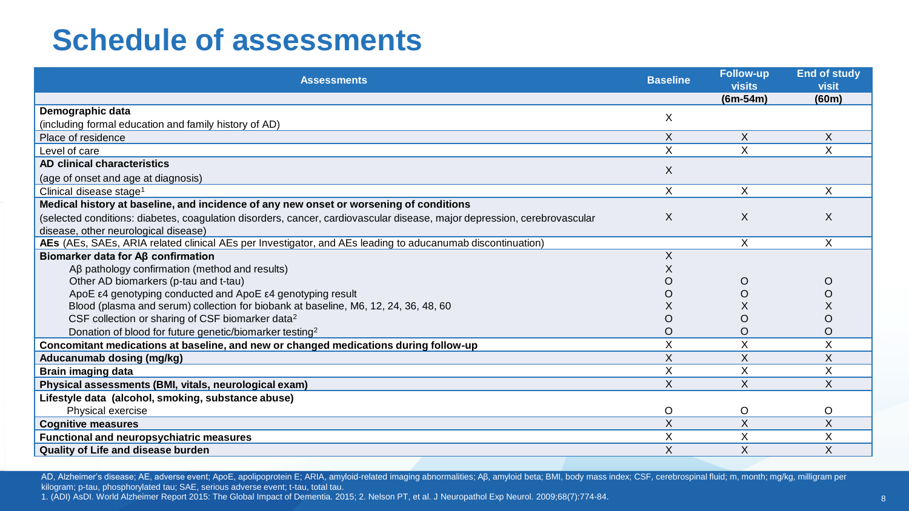# Schedule of assessments

| Assessments | Baseline | Follow-up visits | End of study visit |
|---|---|---|---|
| | | (6m-54m) | (60m) |
| **Demographic data** (including formal education and family history of AD) | X | | |
| Place of residence | X | X | X |
| Level of care | X | X | X |
| **AD clinical characteristics** (age of onset and age at diagnosis) | X | | |
| Clinical disease stage[1] | X | X | X |
| **Medical history at baseline, and incidence of any new onset or worsening of conditions** (selected conditions: diabetes, coagulation disorders, cancer, cardiovascular disease, major depression, cerebrovascular disease, other neurological disease) | X | X | X |
| **AEs** (AEs, SAEs, ARIA related clinical AEs per Investigator, and AEs leading to aducanumab discontinuation) | | X | X |
| **Biomarker data for Aβ confirmation** | X | | |
| Aβ pathology confirmation (method and results) | X | | |
| Other AD biomarkers (p-tau and t-tau) | O | O | O |
| ApoE ε4 genotyping conducted and ApoE ε4 genotyping result | O | O | O |
| Blood (plasma and serum) collection for biobank at baseline, M6, 12, 24, 36, 48, 60 | X | X | X |
| CSF collection or sharing of CSF biomarker data[2] | O | O | O |
| Donation of blood for future genetic/biomarker testing[2] | O | O | O |
| **Concomitant medications at baseline, and new or changed medications during follow-up** | X | X | X |
| **Aducanumab dosing (mg/kg)** | X | X | X |
| **Brain imaging data** | X | X | X |
| **Physical assessments (BMI, vitals, neurological exam)** | X | X | X |
| **Lifestyle data (alcohol, smoking, substance abuse)** | | | |
| Physical exercise | O | O | O |
| **Cognitive measures** | X | X | X |
| **Functional and neuropsychiatric measures** | X | X | X |
| **Quality of Life and disease burden** | X | X | X |

AD, Alzheimer's disease; AE, adverse event; ApoE, apolipoprotein E; ARIA, amyloid-related imaging abnormalities; Aβ, amyloid beta; BMI, body mass index; CSF, cerebrospinal fluid; m, month; mg/kg, milligram per kilogram; p-tau, phosphorylated tau; SAE, serious adverse event; t-tau, total tau.

1. (ADI) AsDI. World Alzheimer Report 2015: The Global Impact of Dementia. 2015; 2. Nelson PT, et al. J Neuropathol Exp Neurol. 2009;68(7):774-84.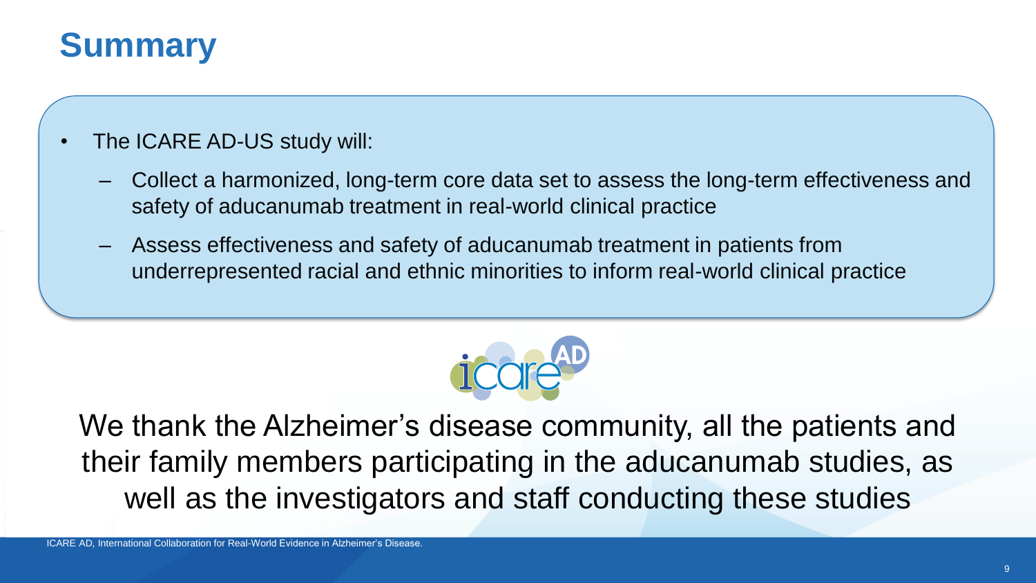# Summary

- The ICARE AD-US study will:
  - Collect a harmonized, long-term core data set to assess the long-term effectiveness and safety of aducanumab treatment in real-world clinical practice
  - Assess effectiveness and safety of aducanumab treatment in patients from underrepresented racial and ethnic minorities to inform real-world clinical practice

We thank the Alzheimer's disease community, all the patients and their family members participating in the aducanumab studies, as well as the investigators and staff conducting these studies

ICARE AD, International Collaboration for Real-World Evidence in Alzheimer's Disease.